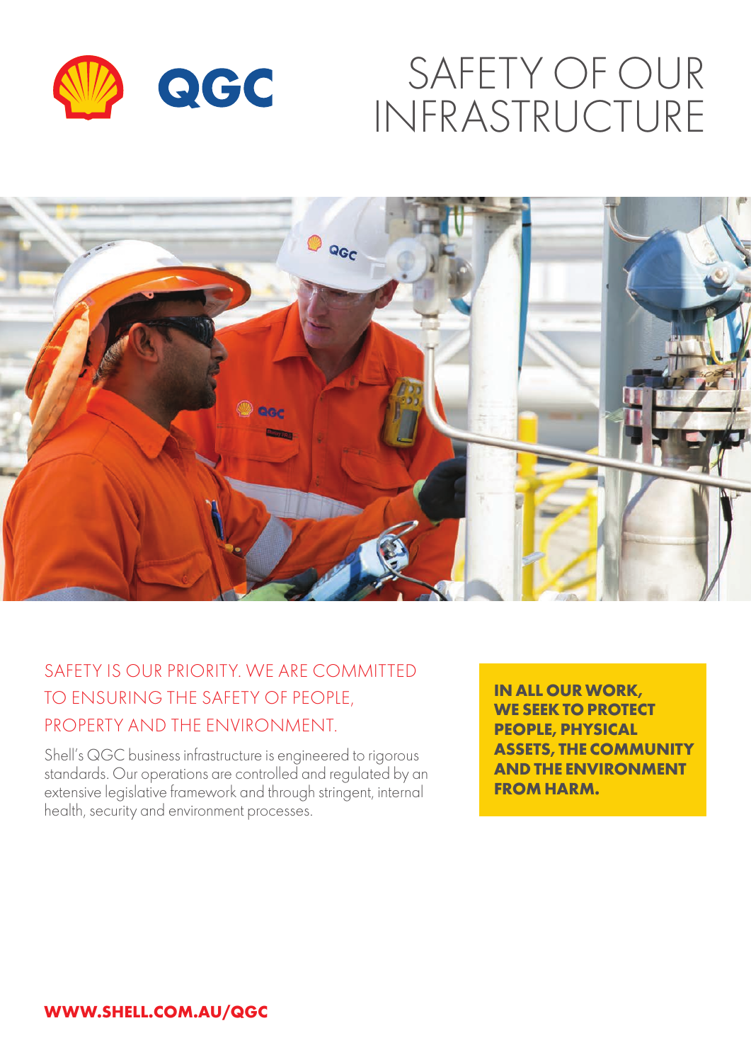# SAFETY OF OUR INFRASTRUCTURE

## SAFETY IS OUR PRIORITY. WE ARE COMMITTED TO ENSURING THE SAFETY OF PEOPLE, PROPERTY AND THE ENVIRONMENT.

Shell's QGC business infrastructure is engineered to rigorous standards. Our operations are controlled and regulated by an extensive legislative framework and through stringent, internal health, security and environment processes.

**IN ALL OUR WORK, WE SEEK TO PROTECT PEOPLE, PHYSICAL ASSETS, THE COMMUNITY AND THE ENVIRONMENT FROM HARM.**

**WWW.SHELL.COM.AU/QGC**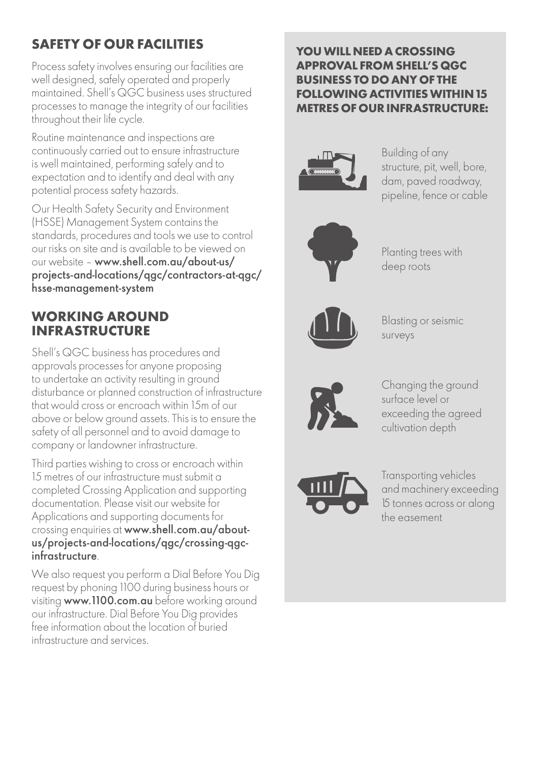## SAFETY OF OUR FACILITIES

Process safety involves ensuring our facilities are well designed, safely operated and properly maintained. Shell's QGC business uses structured processes to manage the integrity of our facilities throughout their life cycle.

Routine maintenance and inspections are continuously carried out to ensure infrastructure is well maintained, performing safely and to expectation and to identify and deal with any potential process safety hazards.

Our Health Safety Security and Environment (HSSE) Management System contains the standards, procedures and tools we use to control our risks on site and is available to be viewed on our website – **www.shell.com.au/about-us/projects-and-locations/qgc/contractors-at-qgc/hsse-management-system**

## WORKING AROUND INFRASTRUCTURE

Shell's QGC business has procedures and approvals processes for anyone proposing to undertake an activity resulting in ground disturbance or planned construction of infrastructure that would cross or encroach within 15m of our above or below ground assets. This is to ensure the safety of all personnel and to avoid damage to company or landowner infrastructure.

Third parties wishing to cross or encroach within 15 metres of our infrastructure must submit a completed Crossing Application and supporting documentation. Please visit our website for Applications and supporting documents for crossing enquiries at **www.shell.com.au/about-us/projects-and-locations/qgc/crossing-qgc-infrastructure**.

We also request you perform a Dial Before You Dig request by phoning 1100 during business hours or visiting **www.1100.com.au** before working around our infrastructure. Dial Before You Dig provides free information about the location of buried infrastructure and services.

**YOU WILL NEED A CROSSING APPROVAL FROM SHELL'S QGC BUSINESS TO DO ANY OF THE FOLLOWING ACTIVITIES WITHIN 15 METRES OF OUR INFRASTRUCTURE:**

- Building of any structure, pit, well, bore, dam, paved roadway, pipeline, fence or cable
- Planting trees with deep roots
- Blasting or seismic surveys
- Changing the ground surface level or exceeding the agreed cultivation depth
- Transporting vehicles and machinery exceeding 15 tonnes across or along the easement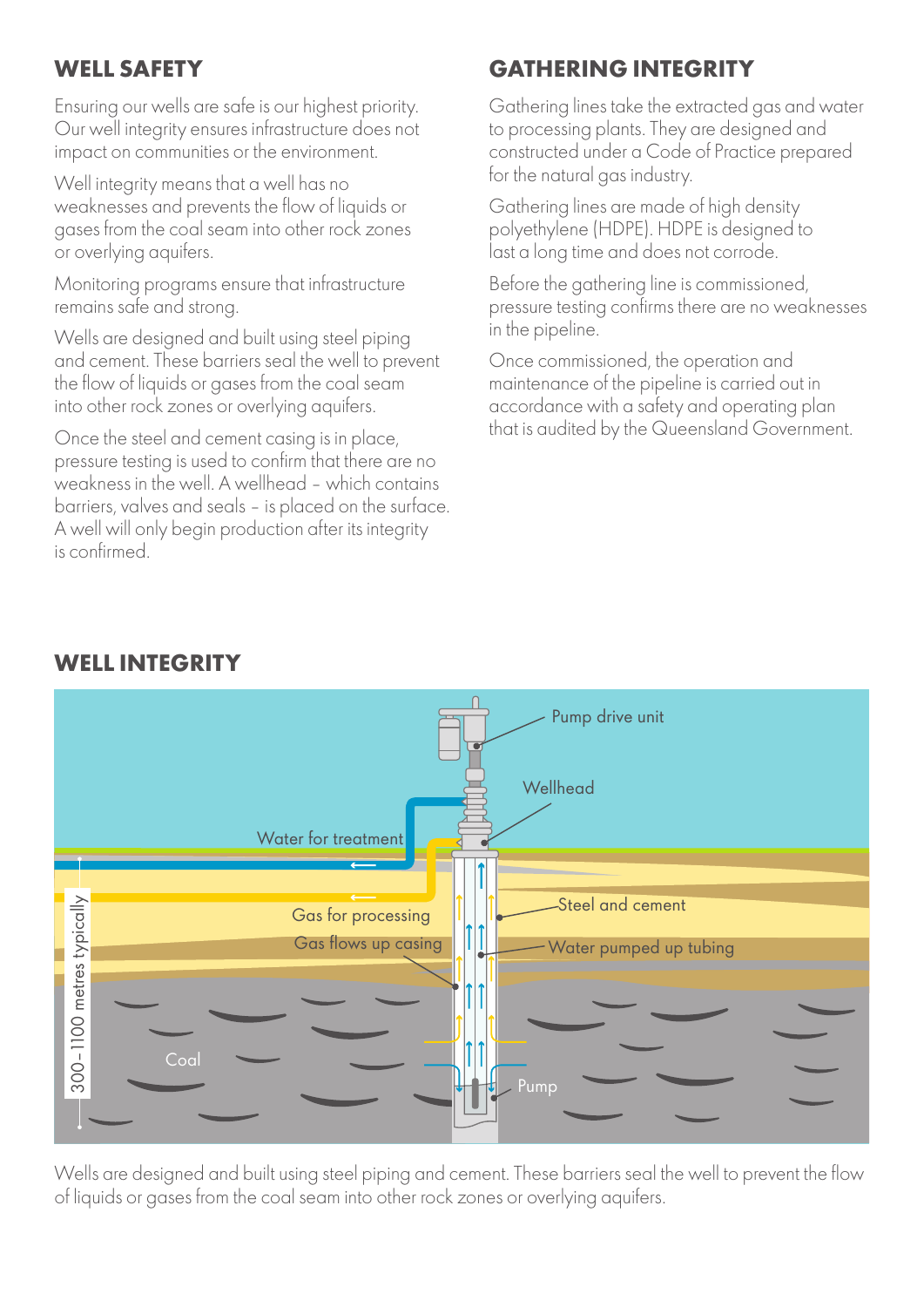## WELL SAFETY

Ensuring our wells are safe is our highest priority. Our well integrity ensures infrastructure does not impact on communities or the environment.

Well integrity means that a well has no weaknesses and prevents the flow of liquids or gases from the coal seam into other rock zones or overlying aquifers.

Monitoring programs ensure that infrastructure remains safe and strong.

Wells are designed and built using steel piping and cement. These barriers seal the well to prevent the flow of liquids or gases from the coal seam into other rock zones or overlying aquifers.

Once the steel and cement casing is in place, pressure testing is used to confirm that there are no weakness in the well. A wellhead – which contains barriers, valves and seals – is placed on the surface. A well will only begin production after its integrity is confirmed.

## GATHERING INTEGRITY

Gathering lines take the extracted gas and water to processing plants. They are designed and constructed under a Code of Practice prepared for the natural gas industry.

Gathering lines are made of high density polyethylene (HDPE). HDPE is designed to last a long time and does not corrode.

Before the gathering line is commissioned, pressure testing confirms there are no weaknesses in the pipeline.

Once commissioned, the operation and maintenance of the pipeline is carried out in accordance with a safety and operating plan that is audited by the Queensland Government.

## WELL INTEGRITY

Pump drive unit

Wellhead

Water for treatment

Gas for processing

Gas flows up casing

Steel and cement

Water pumped up tubing

300–1100 metres typically

Coal

Pump

Wells are designed and built using steel piping and cement. These barriers seal the well to prevent the flow of liquids or gases from the coal seam into other rock zones or overlying aquifers.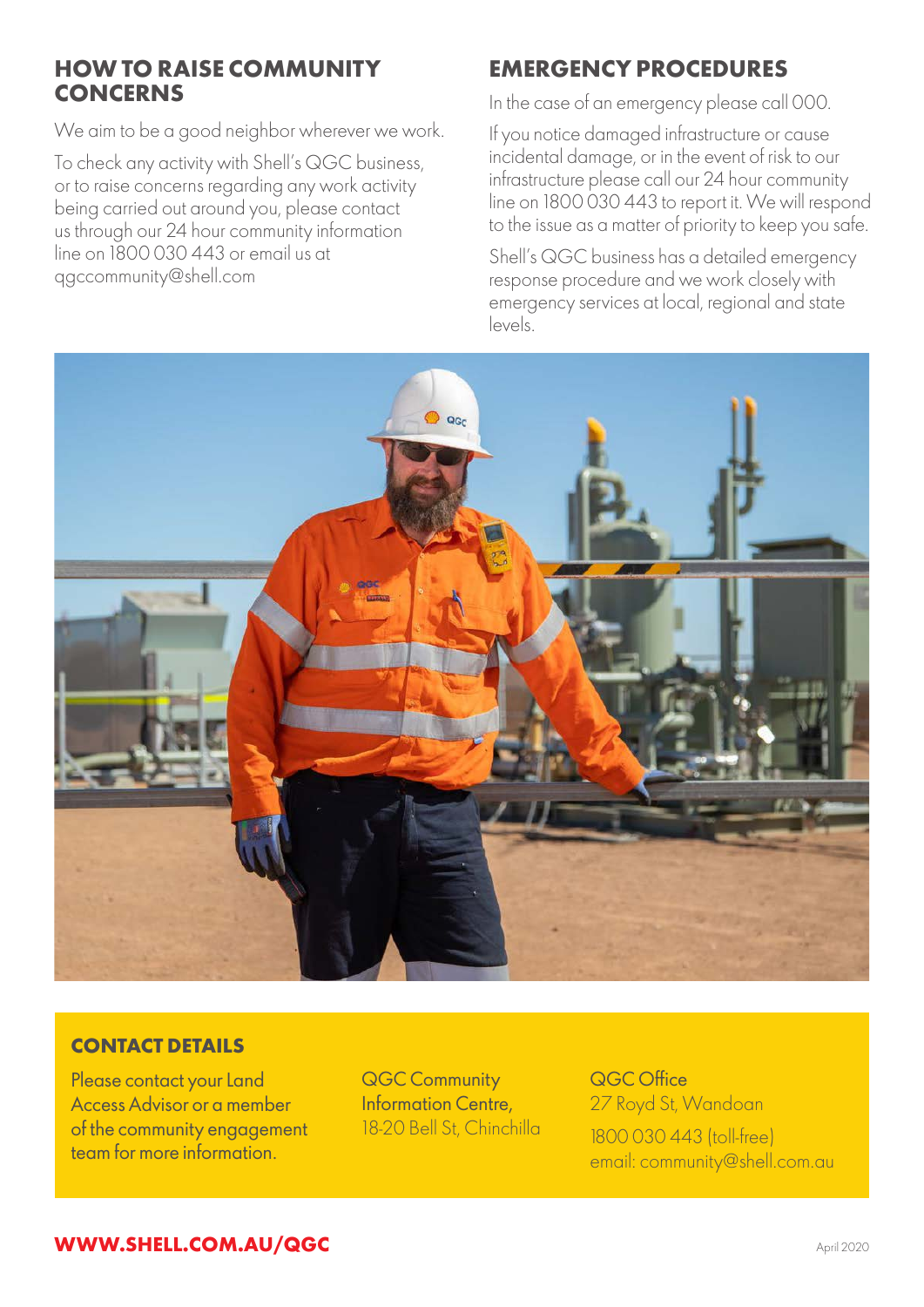## HOW TO RAISE COMMUNITY CONCERNS

We aim to be a good neighbor wherever we work.

To check any activity with Shell's QGC business, or to raise concerns regarding any work activity being carried out around you, please contact us through our 24 hour community information line on 1800 030 443 or email us at qgccommunity@shell.com

## EMERGENCY PROCEDURES

In the case of an emergency please call 000.

If you notice damaged infrastructure or cause incidental damage, or in the event of risk to our infrastructure please call our 24 hour community line on 1800 030 443 to report it. We will respond to the issue as a matter of priority to keep you safe.

Shell's QGC business has a detailed emergency response procedure and we work closely with emergency services at local, regional and state levels.

## CONTACT DETAILS

Please contact your Land Access Advisor or a member of the community engagement team for more information.

QGC Community Information Centre,
18-20 Bell St, Chinchilla

QGC Office
27 Royd St, Wandoan

1800 030 443 (toll-free)
email: community@shell.com.au

**WWW.SHELL.COM.AU/QGC**

April 2020